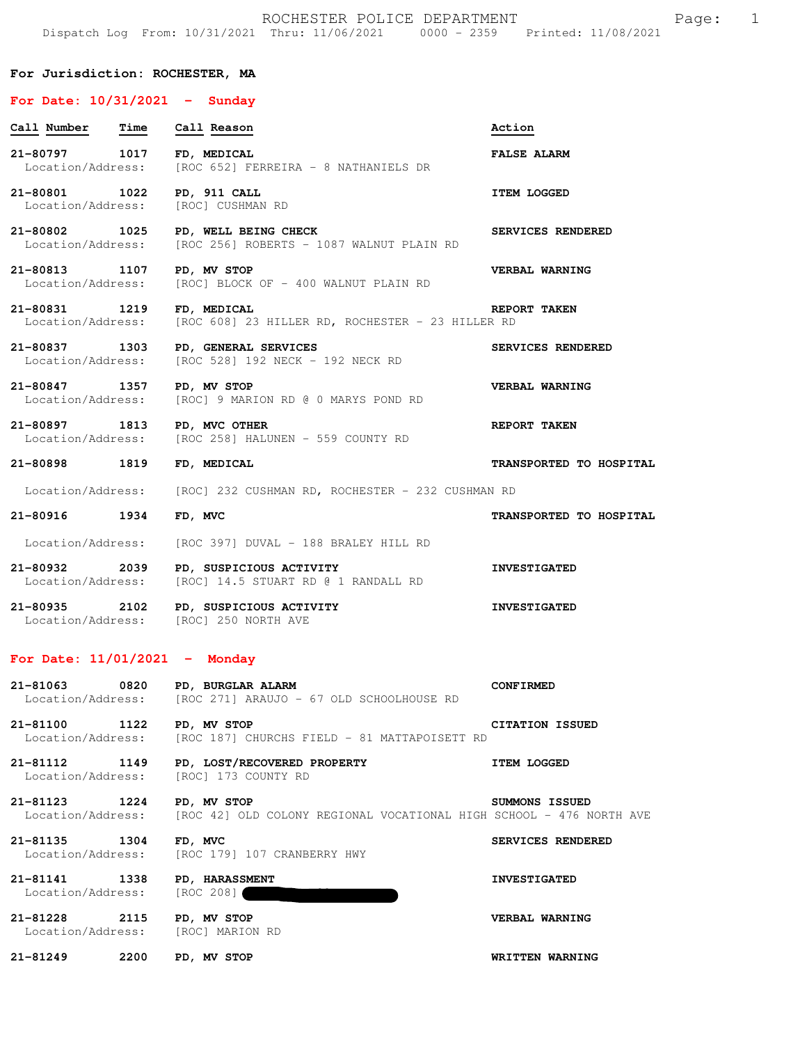ROCHESTER POLICE DEPARTMENT

Dispatch Log From: 10/31/2021 Thru: 11/06/2021 0000 - 2359 Printed: 11/08/2021

**For Jurisdiction: ROCHESTER, MA**

## For Date: 10/31/2021 - Sunday

| Call Number | Time | Call Reason | Action |
|---|---|---|---|
| 21-80797 | 1017 | FD, MEDICAL | FALSE ALARM |
| Location/Address: | | [ROC 652] FERREIRA - 8 NATHANIELS DR | |
| 21-80801 | 1022 | PD, 911 CALL | ITEM LOGGED |
| Location/Address: | | [ROC] CUSHMAN RD | |
| 21-80802 | 1025 | PD, WELL BEING CHECK | SERVICES RENDERED |
| Location/Address: | | [ROC 256] ROBERTS - 1087 WALNUT PLAIN RD | |
| 21-80813 | 1107 | PD, MV STOP | VERBAL WARNING |
| Location/Address: | | [ROC] BLOCK OF - 400 WALNUT PLAIN RD | |
| 21-80831 | 1219 | FD, MEDICAL | REPORT TAKEN |
| Location/Address: | | [ROC 608] 23 HILLER RD, ROCHESTER - 23 HILLER RD | |
| 21-80837 | 1303 | PD, GENERAL SERVICES | SERVICES RENDERED |
| Location/Address: | | [ROC 528] 192 NECK - 192 NECK RD | |
| 21-80847 | 1357 | PD, MV STOP | VERBAL WARNING |
| Location/Address: | | [ROC] 9 MARION RD @ 0 MARYS POND RD | |
| 21-80897 | 1813 | PD, MVC OTHER | REPORT TAKEN |
| Location/Address: | | [ROC 258] HALUNEN - 559 COUNTY RD | |
| 21-80898 | 1819 | FD, MEDICAL | TRANSPORTED TO HOSPITAL |
| Location/Address: | | [ROC] 232 CUSHMAN RD, ROCHESTER - 232 CUSHMAN RD | |
| 21-80916 | 1934 | FD, MVC | TRANSPORTED TO HOSPITAL |
| Location/Address: | | [ROC 397] DUVAL - 188 BRALEY HILL RD | |
| 21-80932 | 2039 | PD, SUSPICIOUS ACTIVITY | INVESTIGATED |
| Location/Address: | | [ROC] 14.5 STUART RD @ 1 RANDALL RD | |
| 21-80935 | 2102 | PD, SUSPICIOUS ACTIVITY | INVESTIGATED |
| Location/Address: | | [ROC] 250 NORTH AVE | |

## For Date: 11/01/2021 - Monday

| Call Number | Time | Call Reason | Action |
|---|---|---|---|
| 21-81063 | 0820 | PD, BURGLAR ALARM | CONFIRMED |
| Location/Address: | | [ROC 271] ARAUJO - 67 OLD SCHOOLHOUSE RD | |
| 21-81100 | 1122 | PD, MV STOP | CITATION ISSUED |
| Location/Address: | | [ROC 187] CHURCHS FIELD - 81 MATTAPOISETT RD | |
| 21-81112 | 1149 | PD, LOST/RECOVERED PROPERTY | ITEM LOGGED |
| Location/Address: | | [ROC] 173 COUNTY RD | |
| 21-81123 | 1224 | PD, MV STOP | SUMMONS ISSUED |
| Location/Address: | | [ROC 42] OLD COLONY REGIONAL VOCATIONAL HIGH SCHOOL - 476 NORTH AVE | |
| 21-81135 | 1304 | FD, MVC | SERVICES RENDERED |
| Location/Address: | | [ROC 179] 107 CRANBERRY HWY | |
| 21-81141 | 1338 | PD, HARASSMENT | INVESTIGATED |
| Location/Address: | | [ROC 208] [REDACTED] | |
| 21-81228 | 2115 | PD, MV STOP | VERBAL WARNING |
| Location/Address: | | [ROC] MARION RD | |
| 21-81249 | 2200 | PD, MV STOP | WRITTEN WARNING |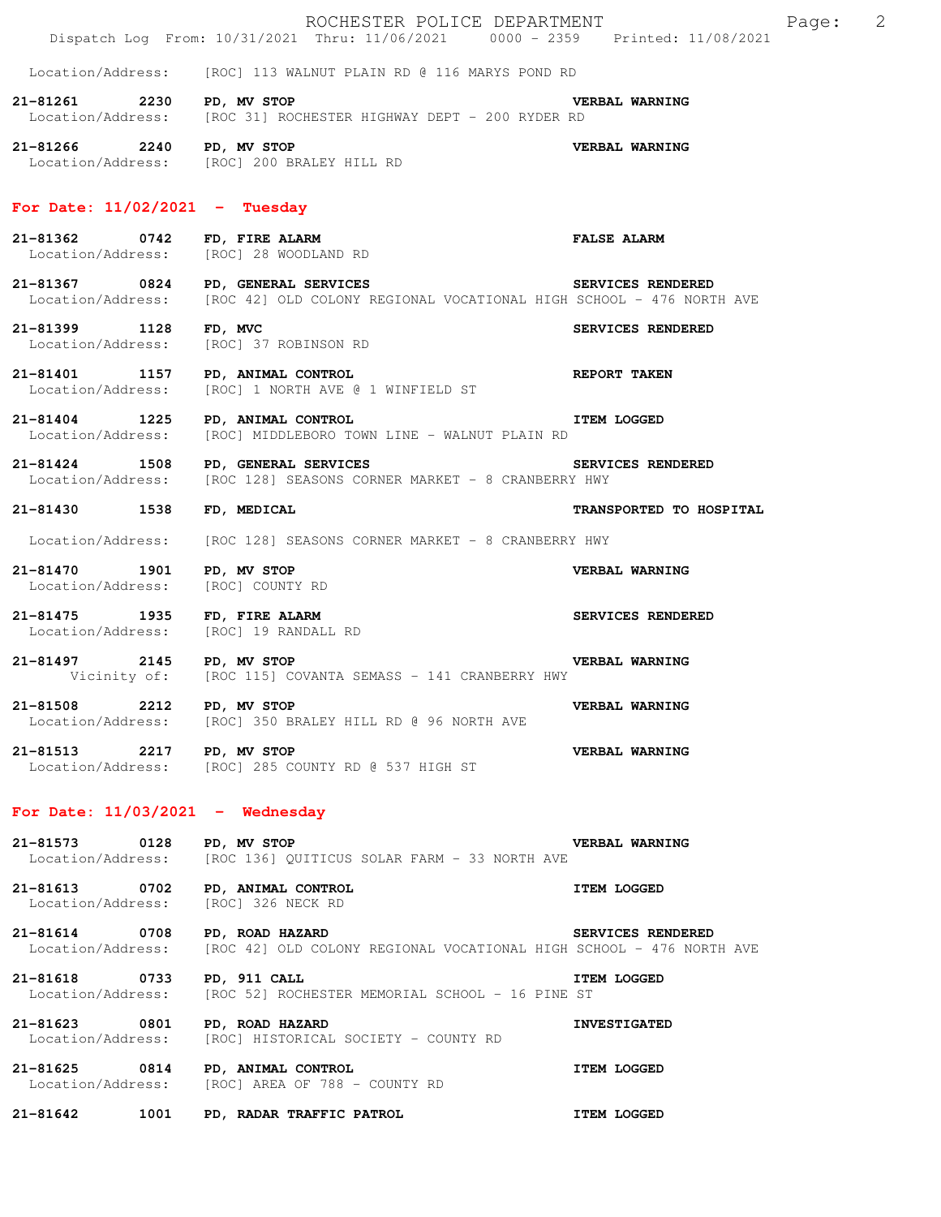Location/Address: [ROC] 113 WALNUT PLAIN RD @ 116 MARYS POND RD

**21-81261 2230 PD, MV STOP** **VERBAL WARNING**
Location/Address: [ROC 31] ROCHESTER HIGHWAY DEPT - 200 RYDER RD

**21-81266 2240 PD, MV STOP** **VERBAL WARNING**
Location/Address: [ROC] 200 BRALEY HILL RD

## For Date: 11/02/2021 - Tuesday

**21-81362 0742 FD, FIRE ALARM** **FALSE ALARM**
Location/Address: [ROC] 28 WOODLAND RD

**21-81367 0824 PD, GENERAL SERVICES** **SERVICES RENDERED**
Location/Address: [ROC 42] OLD COLONY REGIONAL VOCATIONAL HIGH SCHOOL - 476 NORTH AVE

**21-81399 1128 FD, MVC** **SERVICES RENDERED**
Location/Address: [ROC] 37 ROBINSON RD

**21-81401 1157 PD, ANIMAL CONTROL** **REPORT TAKEN**
Location/Address: [ROC] 1 NORTH AVE @ 1 WINFIELD ST

**21-81404 1225 PD, ANIMAL CONTROL** **ITEM LOGGED**
Location/Address: [ROC] MIDDLEBORO TOWN LINE - WALNUT PLAIN RD

**21-81424 1508 PD, GENERAL SERVICES** **SERVICES RENDERED**
Location/Address: [ROC 128] SEASONS CORNER MARKET - 8 CRANBERRY HWY

**21-81430 1538 FD, MEDICAL** **TRANSPORTED TO HOSPITAL**

Location/Address: [ROC 128] SEASONS CORNER MARKET - 8 CRANBERRY HWY

**21-81470 1901 PD, MV STOP** **VERBAL WARNING**
Location/Address: [ROC] COUNTY RD

**21-81475 1935 FD, FIRE ALARM** **SERVICES RENDERED**
Location/Address: [ROC] 19 RANDALL RD

**21-81497 2145 PD, MV STOP** **VERBAL WARNING**
Vicinity of: [ROC 115] COVANTA SEMASS - 141 CRANBERRY HWY

**21-81508 2212 PD, MV STOP** **VERBAL WARNING**
Location/Address: [ROC] 350 BRALEY HILL RD @ 96 NORTH AVE

**21-81513 2217 PD, MV STOP** **VERBAL WARNING**
Location/Address: [ROC] 285 COUNTY RD @ 537 HIGH ST

## For Date: 11/03/2021 - Wednesday

**21-81573 0128 PD, MV STOP** **VERBAL WARNING**
Location/Address: [ROC 136] QUITICUS SOLAR FARM - 33 NORTH AVE

**21-81613 0702 PD, ANIMAL CONTROL** **ITEM LOGGED**
Location/Address: [ROC] 326 NECK RD

**21-81614 0708 PD, ROAD HAZARD** **SERVICES RENDERED**
Location/Address: [ROC 42] OLD COLONY REGIONAL VOCATIONAL HIGH SCHOOL - 476 NORTH AVE

**21-81618 0733 PD, 911 CALL** **ITEM LOGGED**
Location/Address: [ROC 52] ROCHESTER MEMORIAL SCHOOL - 16 PINE ST

**21-81623 0801 PD, ROAD HAZARD** **INVESTIGATED**
Location/Address: [ROC] HISTORICAL SOCIETY - COUNTY RD

**21-81625 0814 PD, ANIMAL CONTROL** **ITEM LOGGED**
Location/Address: [ROC] AREA OF 788 - COUNTY RD

**21-81642 1001 PD, RADAR TRAFFIC PATROL** **ITEM LOGGED**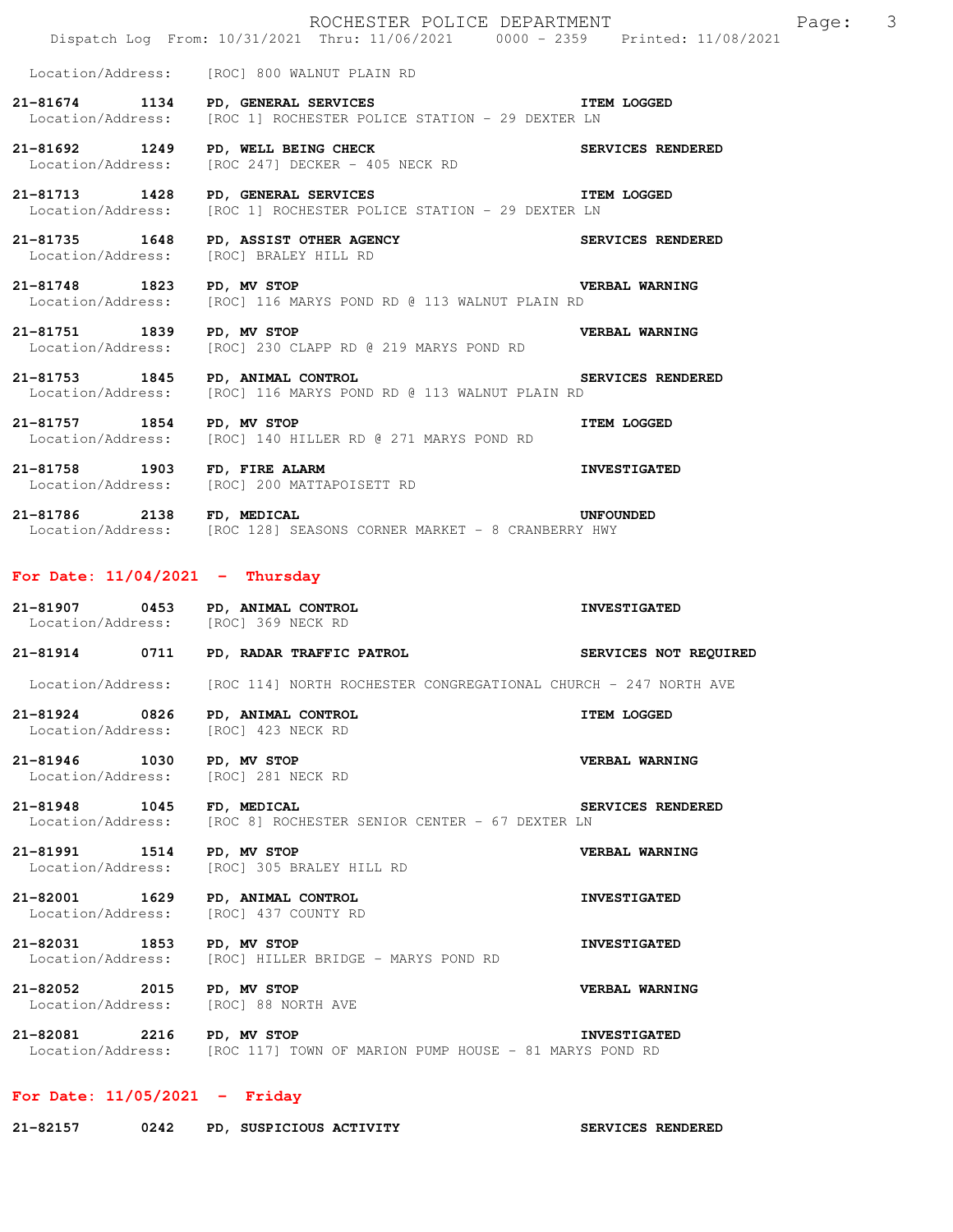Location/Address: [ROC] 800 WALNUT PLAIN RD

**21-81674 1134 PD, GENERAL SERVICES** **ITEM LOGGED**
Location/Address: [ROC 1] ROCHESTER POLICE STATION - 29 DEXTER LN

**21-81692 1249 PD, WELL BEING CHECK** **SERVICES RENDERED**
Location/Address: [ROC 247] DECKER - 405 NECK RD

**21-81713 1428 PD, GENERAL SERVICES** **ITEM LOGGED**
Location/Address: [ROC 1] ROCHESTER POLICE STATION - 29 DEXTER LN

**21-81735 1648 PD, ASSIST OTHER AGENCY** **SERVICES RENDERED**
Location/Address: [ROC] BRALEY HILL RD

**21-81748 1823 PD, MV STOP** **VERBAL WARNING**
Location/Address: [ROC] 116 MARYS POND RD @ 113 WALNUT PLAIN RD

**21-81751 1839 PD, MV STOP** **VERBAL WARNING**
Location/Address: [ROC] 230 CLAPP RD @ 219 MARYS POND RD

**21-81753 1845 PD, ANIMAL CONTROL** **SERVICES RENDERED**
Location/Address: [ROC] 116 MARYS POND RD @ 113 WALNUT PLAIN RD

**21-81757 1854 PD, MV STOP** **ITEM LOGGED**
Location/Address: [ROC] 140 HILLER RD @ 271 MARYS POND RD

**21-81758 1903 FD, FIRE ALARM** **INVESTIGATED**
Location/Address: [ROC] 200 MATTAPOISETT RD

**21-81786 2138 FD, MEDICAL** **UNFOUNDED**
Location/Address: [ROC 128] SEASONS CORNER MARKET - 8 CRANBERRY HWY

## For Date: 11/04/2021 - Thursday

**21-81907 0453 PD, ANIMAL CONTROL** **INVESTIGATED**
Location/Address: [ROC] 369 NECK RD

**21-81914 0711 PD, RADAR TRAFFIC PATROL** **SERVICES NOT REQUIRED**
Location/Address: [ROC 114] NORTH ROCHESTER CONGREGATIONAL CHURCH - 247 NORTH AVE

**21-81924 0826 PD, ANIMAL CONTROL** **ITEM LOGGED**
Location/Address: [ROC] 423 NECK RD

**21-81946 1030 PD, MV STOP** **VERBAL WARNING**
Location/Address: [ROC] 281 NECK RD

**21-81948 1045 FD, MEDICAL** **SERVICES RENDERED**
Location/Address: [ROC 8] ROCHESTER SENIOR CENTER - 67 DEXTER LN

**21-81991 1514 PD, MV STOP** **VERBAL WARNING**
Location/Address: [ROC] 305 BRALEY HILL RD

**21-82001 1629 PD, ANIMAL CONTROL** **INVESTIGATED**
Location/Address: [ROC] 437 COUNTY RD

**21-82031 1853 PD, MV STOP** **INVESTIGATED**
Location/Address: [ROC] HILLER BRIDGE - MARYS POND RD

**21-82052 2015 PD, MV STOP** **VERBAL WARNING**
Location/Address: [ROC] 88 NORTH AVE

**21-82081 2216 PD, MV STOP** **INVESTIGATED**
Location/Address: [ROC 117] TOWN OF MARION PUMP HOUSE - 81 MARYS POND RD

## For Date: 11/05/2021 - Friday

**21-82157 0242 PD, SUSPICIOUS ACTIVITY** **SERVICES RENDERED**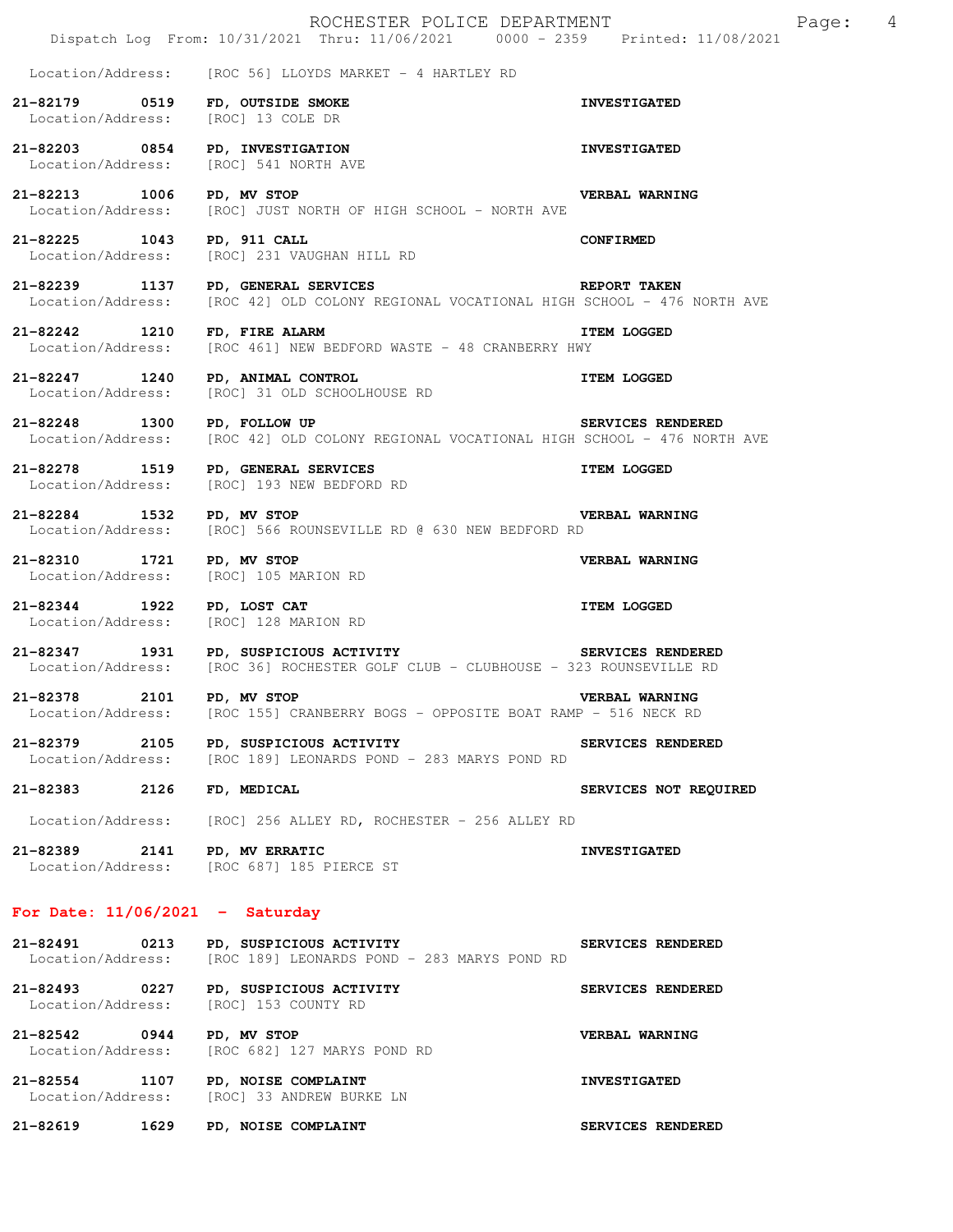Location/Address: [ROC 56] LLOYDS MARKET - 4 HARTLEY RD

**21-82179 0519 FD, OUTSIDE SMOKE** **INVESTIGATED**
Location/Address: [ROC] 13 COLE DR

**21-82203 0854 PD, INVESTIGATION** **INVESTIGATED**
Location/Address: [ROC] 541 NORTH AVE

**21-82213 1006 PD, MV STOP** **VERBAL WARNING**
Location/Address: [ROC] JUST NORTH OF HIGH SCHOOL - NORTH AVE

**21-82225 1043 PD, 911 CALL** **CONFIRMED**
Location/Address: [ROC] 231 VAUGHAN HILL RD

**21-82239 1137 PD, GENERAL SERVICES** **REPORT TAKEN**
Location/Address: [ROC 42] OLD COLONY REGIONAL VOCATIONAL HIGH SCHOOL - 476 NORTH AVE

**21-82242 1210 FD, FIRE ALARM** **ITEM LOGGED**
Location/Address: [ROC 461] NEW BEDFORD WASTE - 48 CRANBERRY HWY

**21-82247 1240 PD, ANIMAL CONTROL** **ITEM LOGGED**
Location/Address: [ROC] 31 OLD SCHOOLHOUSE RD

**21-82248 1300 PD, FOLLOW UP** **SERVICES RENDERED**
Location/Address: [ROC 42] OLD COLONY REGIONAL VOCATIONAL HIGH SCHOOL - 476 NORTH AVE

**21-82278 1519 PD, GENERAL SERVICES** **ITEM LOGGED**
Location/Address: [ROC] 193 NEW BEDFORD RD

**21-82284 1532 PD, MV STOP** **VERBAL WARNING**
Location/Address: [ROC] 566 ROUNSEVILLE RD @ 630 NEW BEDFORD RD

**21-82310 1721 PD, MV STOP** **VERBAL WARNING**
Location/Address: [ROC] 105 MARION RD

**21-82344 1922 PD, LOST CAT** **ITEM LOGGED**
Location/Address: [ROC] 128 MARION RD

**21-82347 1931 PD, SUSPICIOUS ACTIVITY** **SERVICES RENDERED**
Location/Address: [ROC 36] ROCHESTER GOLF CLUB - CLUBHOUSE - 323 ROUNSEVILLE RD

**21-82378 2101 PD, MV STOP** **VERBAL WARNING**
Location/Address: [ROC 155] CRANBERRY BOGS - OPPOSITE BOAT RAMP - 516 NECK RD

**21-82379 2105 PD, SUSPICIOUS ACTIVITY** **SERVICES RENDERED**
Location/Address: [ROC 189] LEONARDS POND - 283 MARYS POND RD

**21-82383 2126 FD, MEDICAL** **SERVICES NOT REQUIRED**

Location/Address: [ROC] 256 ALLEY RD, ROCHESTER - 256 ALLEY RD

**21-82389 2141 PD, MV ERRATIC** **INVESTIGATED**
Location/Address: [ROC 687] 185 PIERCE ST

## For Date: 11/06/2021 - Saturday

**21-82491 0213 PD, SUSPICIOUS ACTIVITY** **SERVICES RENDERED**
Location/Address: [ROC 189] LEONARDS POND - 283 MARYS POND RD

**21-82493 0227 PD, SUSPICIOUS ACTIVITY** **SERVICES RENDERED**
Location/Address: [ROC] 153 COUNTY RD

**21-82542 0944 PD, MV STOP** **VERBAL WARNING**
Location/Address: [ROC 682] 127 MARYS POND RD

**21-82554 1107 PD, NOISE COMPLAINT** **INVESTIGATED**
Location/Address: [ROC] 33 ANDREW BURKE LN

**21-82619 1629 PD, NOISE COMPLAINT** **SERVICES RENDERED**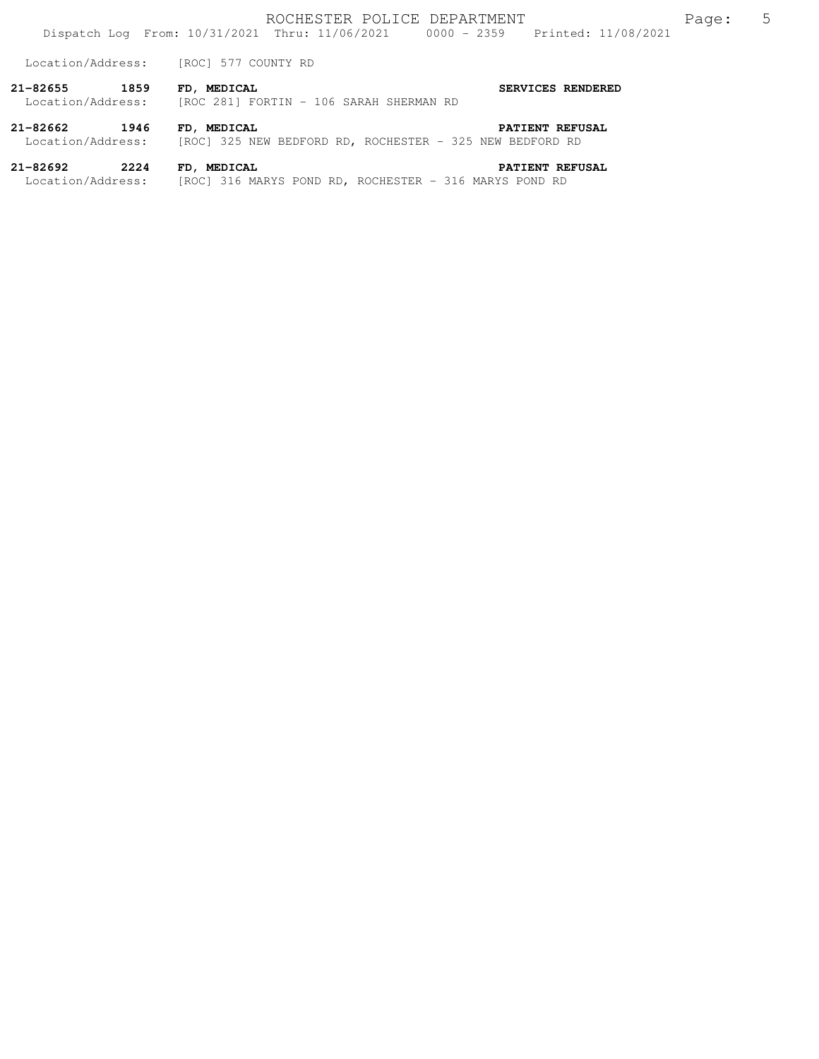Location/Address: [ROC] 577 COUNTY RD

**21-82655 1859 FD, MEDICAL** **SERVICES RENDERED**
Location/Address: [ROC 281] FORTIN - 106 SARAH SHERMAN RD

**21-82662 1946 FD, MEDICAL** **PATIENT REFUSAL**
Location/Address: [ROC] 325 NEW BEDFORD RD, ROCHESTER - 325 NEW BEDFORD RD

**21-82692 2224 FD, MEDICAL** **PATIENT REFUSAL**
Location/Address: [ROC] 316 MARYS POND RD, ROCHESTER - 316 MARYS POND RD